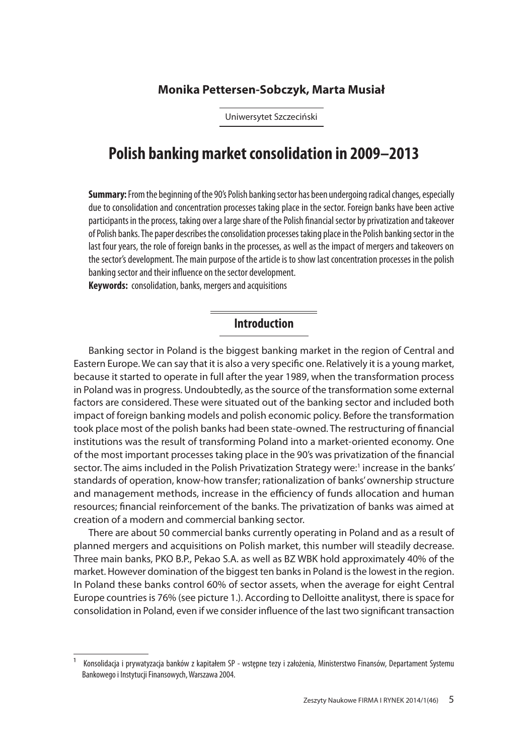**Monika Pettersen-Sobczyk, Marta Musiał**

Uniwersytet Szczeciński

# Polish banking market consolidation in 2009–2013

**Summary:** From the beginning of the 90's Polish banking sector has been undergoing radical changes, especially due to consolidation and concentration processes taking place in the sector. Foreign banks have been active participants in the process, taking over a large share of the Polish financial sector by privatization and takeover of Polish banks. The paper describes the consolidation processes taking place in the Polish banking sector in the last four years, the role of foreign banks in the processes, as well as the impact of mergers and takeovers on the sector's development. The main purpose of the article is to show last concentration processes in the polish banking sector and their influence on the sector development.

**Keywords:** consolidation, banks, mergers and acquisitions

## Introduction

Banking sector in Poland is the biggest banking market in the region of Central and Eastern Europe. We can say that it is also a very specific one. Relatively it is a young market, because it started to operate in full after the year 1989, when the transformation process in Poland was in progress. Undoubtedly, as the source of the transformation some external factors are considered. These were situated out of the banking sector and included both impact of foreign banking models and polish economic policy. Before the transformation took place most of the polish banks had been state-owned. The restructuring of financial institutions was the result of transforming Poland into a market-oriented economy. One of the most important processes taking place in the 90's was privatization of the financial sector. The aims included in the Polish Privatization Strategy were:[1] increase in the banks' standards of operation, know-how transfer; rationalization of banks' ownership structure and management methods, increase in the efficiency of funds allocation and human resources; financial reinforcement of the banks. The privatization of banks was aimed at creation of a modern and commercial banking sector.

There are about 50 commercial banks currently operating in Poland and as a result of planned mergers and acquisitions on Polish market, this number will steadily decrease. Three main banks, PKO B.P., Pekao S.A. as well as BZ WBK hold approximately 40% of the market. However domination of the biggest ten banks in Poland is the lowest in the region. In Poland these banks control 60% of sector assets, when the average for eight Central Europe countries is 76% (see picture 1.). According to Delloitte analityst, there is space for consolidation in Poland, even if we consider influence of the last two significant transaction

[1] Konsolidacja i prywatyzacja banków z kapitałem SP - wstępne tezy i założenia, Ministerstwo Finansów, Departament Systemu Bankowego i Instytucji Finansowych, Warszawa 2004.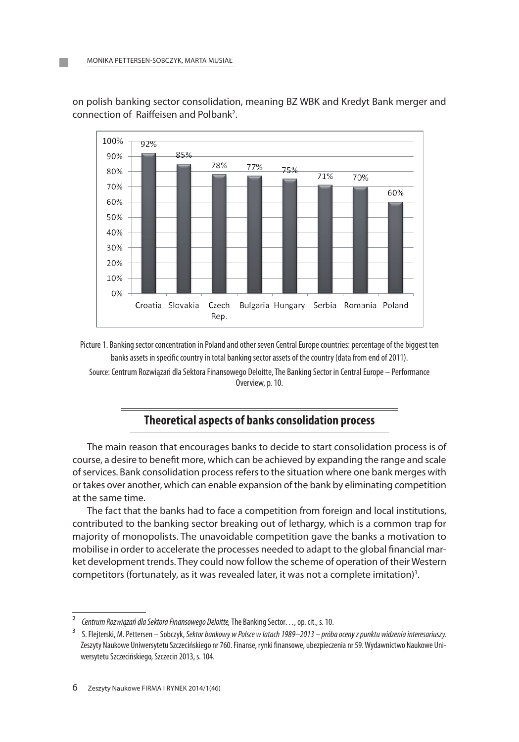on polish banking sector consolidation, meaning BZ WBK and Kredyt Bank merger and connection of Raiffeisen and Polbank[2].

| Country | Share |
|---|---|
| Croatia | 92% |
| Slovakia | 85% |
| Czech Rep. | 78% |
| Bulgaria | 77% |
| Hungary | 75% |
| Serbia | 71% |
| Romania | 70% |
| Poland | 60% |

Picture 1. Banking sector concentration in Poland and other seven Central Europe countries: percentage of the biggest ten banks assets in specific country in total banking sector assets of the country (data from end of 2011).

Source: Centrum Rozwiązań dla Sektora Finansowego Deloitte, The Banking Sector in Central Europe – Performance Overview, p. 10.

## Theoretical aspects of banks consolidation process

The main reason that encourages banks to decide to start consolidation process is of course, a desire to benefit more, which can be achieved by expanding the range and scale of services. Bank consolidation process refers to the situation where one bank merges with or takes over another, which can enable expansion of the bank by eliminating competition at the same time.

The fact that the banks had to face a competition from foreign and local institutions, contributed to the banking sector breaking out of lethargy, which is a common trap for majority of monopolists. The unavoidable competition gave the banks a motivation to mobilise in order to accelerate the processes needed to adapt to the global financial market development trends. They could now follow the scheme of operation of their Western competitors (fortunately, as it was revealed later, it was not a complete imitation)[3].

---

[2] *Centrum Rozwiązań dla Sektora Finansowego Deloitte,* The Banking Sector…, op. cit., s. 10.

[3] S. Flejterski, M. Pettersen – Sobczyk, *Sektor bankowy w Polsce w latach 1989–2013 – próba oceny z punktu widzenia interesariuszy.* Zeszyty Naukowe Uniwersytetu Szczecińskiego nr 760. Finanse, rynki finansowe, ubezpieczenia nr 59. Wydawnictwo Naukowe Uniwersytetu Szczecińskiego, Szczecin 2013, s. 104.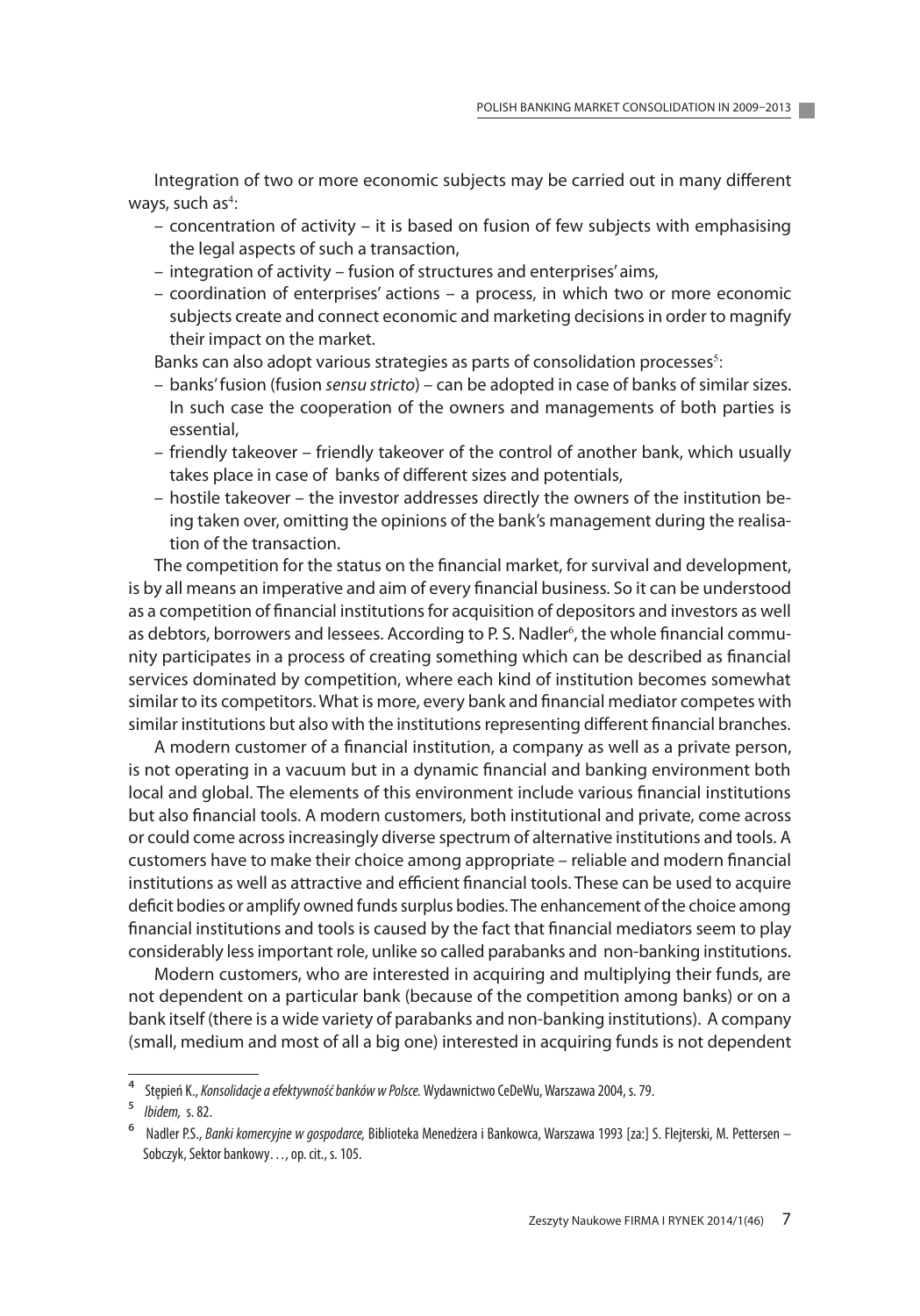Integration of two or more economic subjects may be carried out in many different ways, such as[4]:

- concentration of activity – it is based on fusion of few subjects with emphasising the legal aspects of such a transaction,
- integration of activity – fusion of structures and enterprises' aims,
- coordination of enterprises' actions – a process, in which two or more economic subjects create and connect economic and marketing decisions in order to magnify their impact on the market.

Banks can also adopt various strategies as parts of consolidation processes[5]:

- banks' fusion (fusion *sensu stricto*) – can be adopted in case of banks of similar sizes. In such case the cooperation of the owners and managements of both parties is essential,
- friendly takeover – friendly takeover of the control of another bank, which usually takes place in case of banks of different sizes and potentials,
- hostile takeover – the investor addresses directly the owners of the institution being taken over, omitting the opinions of the bank's management during the realisation of the transaction.

The competition for the status on the financial market, for survival and development, is by all means an imperative and aim of every financial business. So it can be understood as a competition of financial institutions for acquisition of depositors and investors as well as debtors, borrowers and lessees. According to P. S. Nadler[6], the whole financial community participates in a process of creating something which can be described as financial services dominated by competition, where each kind of institution becomes somewhat similar to its competitors. What is more, every bank and financial mediator competes with similar institutions but also with the institutions representing different financial branches.

A modern customer of a financial institution, a company as well as a private person, is not operating in a vacuum but in a dynamic financial and banking environment both local and global. The elements of this environment include various financial institutions but also financial tools. A modern customers, both institutional and private, come across or could come across increasingly diverse spectrum of alternative institutions and tools. A customers have to make their choice among appropriate – reliable and modern financial institutions as well as attractive and efficient financial tools. These can be used to acquire deficit bodies or amplify owned funds surplus bodies. The enhancement of the choice among financial institutions and tools is caused by the fact that financial mediators seem to play considerably less important role, unlike so called parabanks and non-banking institutions.

Modern customers, who are interested in acquiring and multiplying their funds, are not dependent on a particular bank (because of the competition among banks) or on a bank itself (there is a wide variety of parabanks and non-banking institutions). A company (small, medium and most of all a big one) interested in acquiring funds is not dependent

---

[4] Stępień K., *Konsolidacje a efektywność banków w Polsce.* Wydawnictwo CeDeWu, Warszawa 2004, s. 79.

[5] *Ibidem,* s. 82.

[6] Nadler P.S., *Banki komercyjne w gospodarce,* Biblioteka Menedżera i Bankowca, Warszawa 1993 [za:] S. Flejterski, M. Pettersen – Sobczyk, Sektor bankowy…, op. cit., s. 105.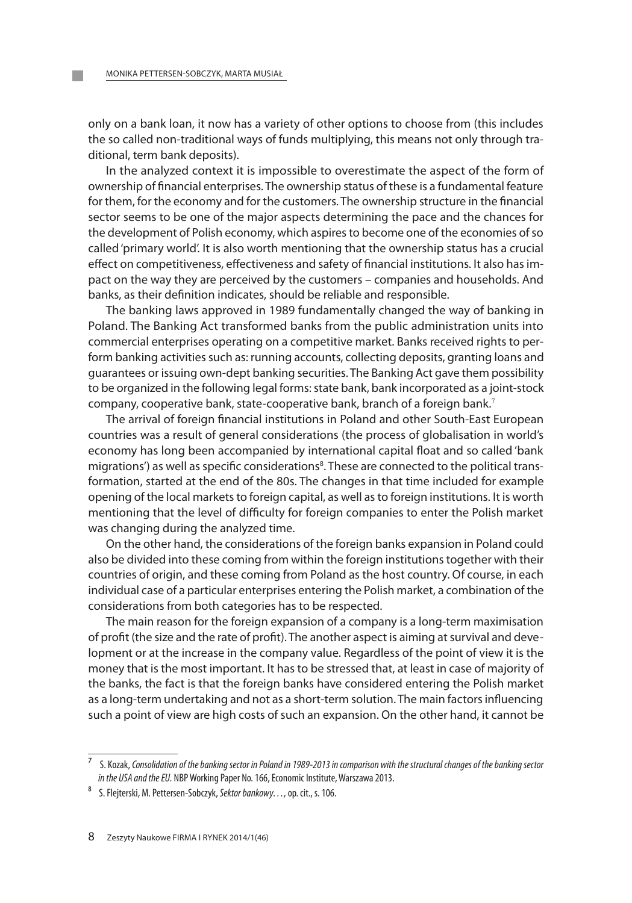only on a bank loan, it now has a variety of other options to choose from (this includes the so called non-traditional ways of funds multiplying, this means not only through traditional, term bank deposits).

In the analyzed context it is impossible to overestimate the aspect of the form of ownership of financial enterprises. The ownership status of these is a fundamental feature for them, for the economy and for the customers. The ownership structure in the financial sector seems to be one of the major aspects determining the pace and the chances for the development of Polish economy, which aspires to become one of the economies of so called 'primary world'. It is also worth mentioning that the ownership status has a crucial effect on competitiveness, effectiveness and safety of financial institutions. It also has impact on the way they are perceived by the customers – companies and households. And banks, as their definition indicates, should be reliable and responsible.

The banking laws approved in 1989 fundamentally changed the way of banking in Poland. The Banking Act transformed banks from the public administration units into commercial enterprises operating on a competitive market. Banks received rights to perform banking activities such as: running accounts, collecting deposits, granting loans and guarantees or issuing own-dept banking securities. The Banking Act gave them possibility to be organized in the following legal forms: state bank, bank incorporated as a joint-stock company, cooperative bank, state-cooperative bank, branch of a foreign bank.[7]

The arrival of foreign financial institutions in Poland and other South-East European countries was a result of general considerations (the process of globalisation in world's economy has long been accompanied by international capital float and so called 'bank migrations') as well as specific considerations[8]. These are connected to the political transformation, started at the end of the 80s. The changes in that time included for example opening of the local markets to foreign capital, as well as to foreign institutions. It is worth mentioning that the level of difficulty for foreign companies to enter the Polish market was changing during the analyzed time.

On the other hand, the considerations of the foreign banks expansion in Poland could also be divided into these coming from within the foreign institutions together with their countries of origin, and these coming from Poland as the host country. Of course, in each individual case of a particular enterprises entering the Polish market, a combination of the considerations from both categories has to be respected.

The main reason for the foreign expansion of a company is a long-term maximisation of profit (the size and the rate of profit). The another aspect is aiming at survival and development or at the increase in the company value. Regardless of the point of view it is the money that is the most important. It has to be stressed that, at least in case of majority of the banks, the fact is that the foreign banks have considered entering the Polish market as a long-term undertaking and not as a short-term solution. The main factors influencing such a point of view are high costs of such an expansion. On the other hand, it cannot be

---

[7] S. Kozak, *Consolidation of the banking sector in Poland in 1989-2013 in comparison with the structural changes of the banking sector in the USA and the EU*. NBP Working Paper No. 166, Economic Institute, Warszawa 2013.

[8] S. Flejterski, M. Pettersen-Sobczyk, *Sektor bankowy…*, op. cit., s. 106.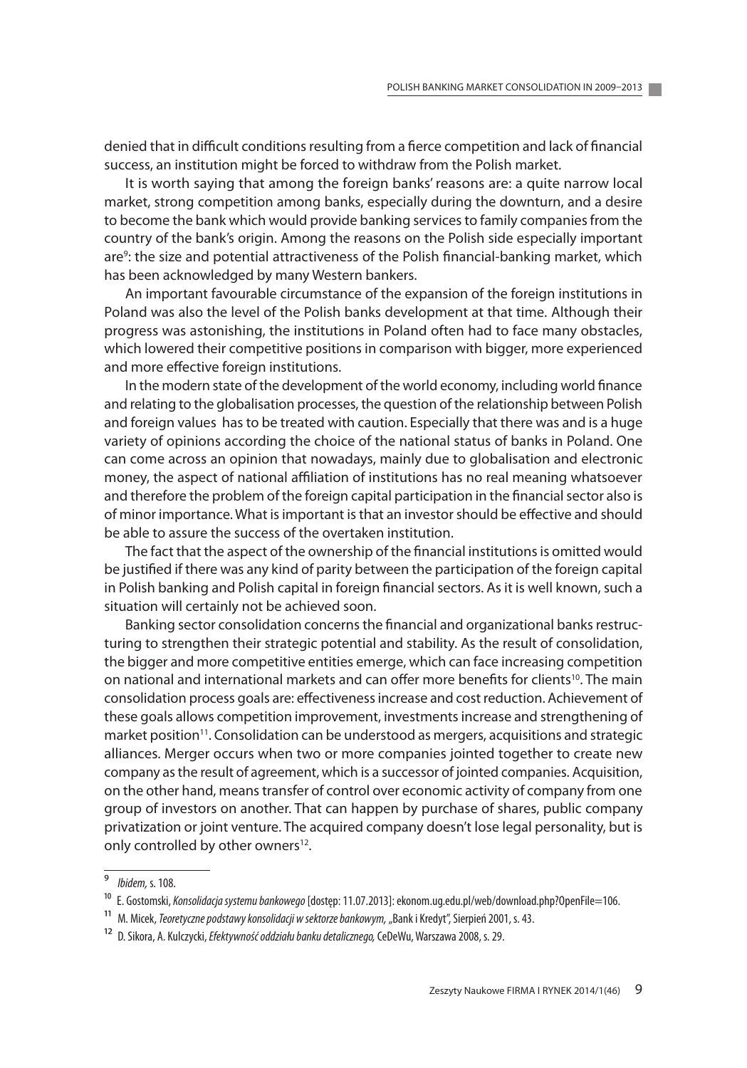denied that in difficult conditions resulting from a fierce competition and lack of financial success, an institution might be forced to withdraw from the Polish market.

It is worth saying that among the foreign banks' reasons are: a quite narrow local market, strong competition among banks, especially during the downturn, and a desire to become the bank which would provide banking services to family companies from the country of the bank's origin. Among the reasons on the Polish side especially important are[9]: the size and potential attractiveness of the Polish financial-banking market, which has been acknowledged by many Western bankers.

An important favourable circumstance of the expansion of the foreign institutions in Poland was also the level of the Polish banks development at that time. Although their progress was astonishing, the institutions in Poland often had to face many obstacles, which lowered their competitive positions in comparison with bigger, more experienced and more effective foreign institutions.

In the modern state of the development of the world economy, including world finance and relating to the globalisation processes, the question of the relationship between Polish and foreign values has to be treated with caution. Especially that there was and is a huge variety of opinions according the choice of the national status of banks in Poland. One can come across an opinion that nowadays, mainly due to globalisation and electronic money, the aspect of national affiliation of institutions has no real meaning whatsoever and therefore the problem of the foreign capital participation in the financial sector also is of minor importance. What is important is that an investor should be effective and should be able to assure the success of the overtaken institution.

The fact that the aspect of the ownership of the financial institutions is omitted would be justified if there was any kind of parity between the participation of the foreign capital in Polish banking and Polish capital in foreign financial sectors. As it is well known, such a situation will certainly not be achieved soon.

Banking sector consolidation concerns the financial and organizational banks restructuring to strengthen their strategic potential and stability. As the result of consolidation, the bigger and more competitive entities emerge, which can face increasing competition on national and international markets and can offer more benefits for clients[10]. The main consolidation process goals are: effectiveness increase and cost reduction. Achievement of these goals allows competition improvement, investments increase and strengthening of market position[11]. Consolidation can be understood as mergers, acquisitions and strategic alliances. Merger occurs when two or more companies jointed together to create new company as the result of agreement, which is a successor of jointed companies. Acquisition, on the other hand, means transfer of control over economic activity of company from one group of investors on another. That can happen by purchase of shares, public company privatization or joint venture. The acquired company doesn't lose legal personality, but is only controlled by other owners[12].

---

[9] *Ibidem*, s. 108.

[10] E. Gostomski, *Konsolidacja systemu bankowego* [dostęp: 11.07.2013]: ekonom.ug.edu.pl/web/download.php?OpenFile=106.

[11] M. Micek, *Teoretyczne podstawy konsolidacji w sektorze bankowym*, „Bank i Kredyt", Sierpień 2001, s. 43.

[12] D. Sikora, A. Kulczycki, *Efektywność oddziału banku detalicznego*, CeDeWu, Warszawa 2008, s. 29.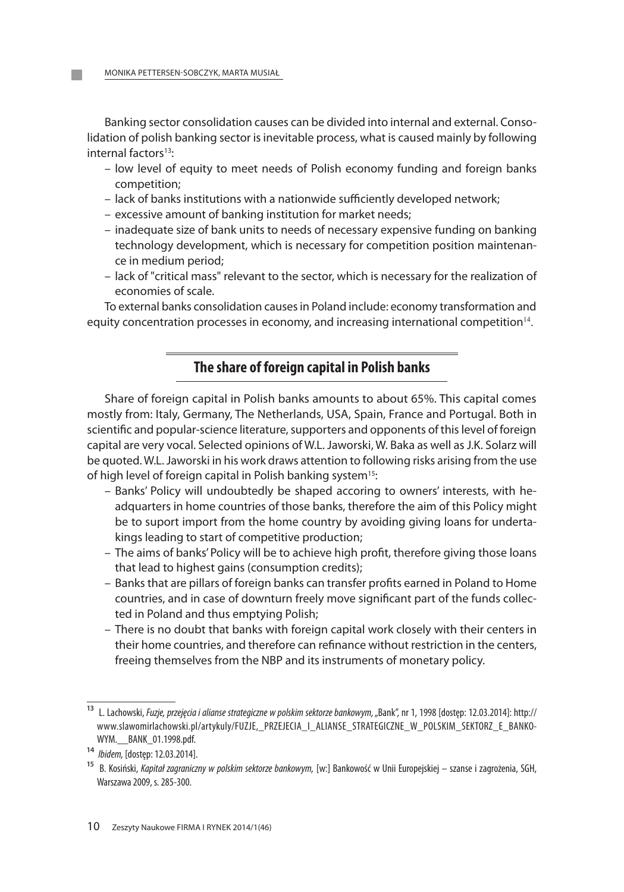Banking sector consolidation causes can be divided into internal and external. Consolidation of polish banking sector is inevitable process, what is caused mainly by following internal factors[13]:

- low level of equity to meet needs of Polish economy funding and foreign banks competition;
- lack of banks institutions with a nationwide sufficiently developed network;
- excessive amount of banking institution for market needs;
- inadequate size of bank units to needs of necessary expensive funding on banking technology development, which is necessary for competition position maintenance in medium period;
- lack of "critical mass" relevant to the sector, which is necessary for the realization of economies of scale.

To external banks consolidation causes in Poland include: economy transformation and equity concentration processes in economy, and increasing international competition[14].

## The share of foreign capital in Polish banks

Share of foreign capital in Polish banks amounts to about 65%. This capital comes mostly from: Italy, Germany, The Netherlands, USA, Spain, France and Portugal. Both in scientific and popular-science literature, supporters and opponents of this level of foreign capital are very vocal. Selected opinions of W.L. Jaworski, W. Baka as well as J.K. Solarz will be quoted. W.L. Jaworski in his work draws attention to following risks arising from the use of high level of foreign capital in Polish banking system[15]:

- Banks' Policy will undoubtedly be shaped accoring to owners' interests, with headquarters in home countries of those banks, therefore the aim of this Policy might be to suport import from the home country by avoiding giving loans for undertakings leading to start of competitive production;
- The aims of banks' Policy will be to achieve high profit, therefore giving those loans that lead to highest gains (consumption credits);
- Banks that are pillars of foreign banks can transfer profits earned in Poland to Home countries, and in case of downturn freely move significant part of the funds collected in Poland and thus emptying Polish;
- There is no doubt that banks with foreign capital work closely with their centers in their home countries, and therefore can refinance without restriction in the centers, freeing themselves from the NBP and its instruments of monetary policy.

---

[13] L. Lachowski, *Fuzje, przejęcia i alianse strategiczne w polskim sektorze bankowym*, „Bank", nr 1, 1998 [dostęp: 12.03.2014]: http://www.slawomirlachowski.pl/artykuly/FUZJE,_PRZEJECIA_I_ALIANSE_STRATEGICZNE_W_POLSKIM_SEKTORZ_E_BANKOWYM.__BANK_01.1998.pdf.

[14] *Ibidem,* [dostęp: 12.03.2014].

[15] B. Kosiński, *Kapitał zagraniczny w polskim sektorze bankowym,* [w:] Bankowość w Unii Europejskiej – szanse i zagrożenia, SGH, Warszawa 2009, s. 285-300.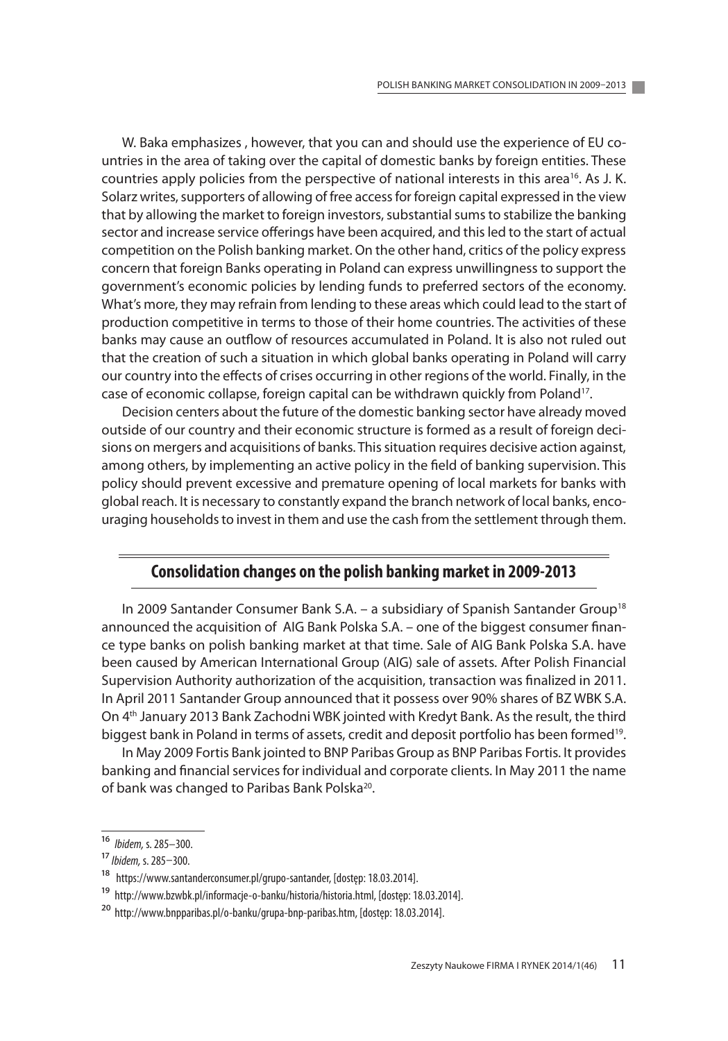W. Baka emphasizes , however, that you can and should use the experience of EU countries in the area of taking over the capital of domestic banks by foreign entities. These countries apply policies from the perspective of national interests in this area[16]. As J. K. Solarz writes, supporters of allowing of free access for foreign capital expressed in the view that by allowing the market to foreign investors, substantial sums to stabilize the banking sector and increase service offerings have been acquired, and this led to the start of actual competition on the Polish banking market. On the other hand, critics of the policy express concern that foreign Banks operating in Poland can express unwillingness to support the government's economic policies by lending funds to preferred sectors of the economy. What's more, they may refrain from lending to these areas which could lead to the start of production competitive in terms to those of their home countries. The activities of these banks may cause an outflow of resources accumulated in Poland. It is also not ruled out that the creation of such a situation in which global banks operating in Poland will carry our country into the effects of crises occurring in other regions of the world. Finally, in the case of economic collapse, foreign capital can be withdrawn quickly from Poland[17].

Decision centers about the future of the domestic banking sector have already moved outside of our country and their economic structure is formed as a result of foreign decisions on mergers and acquisitions of banks. This situation requires decisive action against, among others, by implementing an active policy in the field of banking supervision. This policy should prevent excessive and premature opening of local markets for banks with global reach. It is necessary to constantly expand the branch network of local banks, encouraging households to invest in them and use the cash from the settlement through them.

## Consolidation changes on the polish banking market in 2009-2013

In 2009 Santander Consumer Bank S.A. – a subsidiary of Spanish Santander Group[18] announced the acquisition of AIG Bank Polska S.A. – one of the biggest consumer finance type banks on polish banking market at that time. Sale of AIG Bank Polska S.A. have been caused by American International Group (AIG) sale of assets. After Polish Financial Supervision Authority authorization of the acquisition, transaction was finalized in 2011. In April 2011 Santander Group announced that it possess over 90% shares of BZ WBK S.A. On 4th January 2013 Bank Zachodni WBK jointed with Kredyt Bank. As the result, the third biggest bank in Poland in terms of assets, credit and deposit portfolio has been formed[19].

In May 2009 Fortis Bank jointed to BNP Paribas Group as BNP Paribas Fortis. It provides banking and financial services for individual and corporate clients. In May 2011 the name of bank was changed to Paribas Bank Polska[20].

---

[16] *Ibidem,* s. 285–300.

[17] *Ibidem,* s. 285–300.

[18] https://www.santanderconsumer.pl/grupo-santander, [dostęp: 18.03.2014].

[19] http://www.bzwbk.pl/informacje-o-banku/historia/historia.html, [dostęp: 18.03.2014].

[20] http://www.bnpparibas.pl/o-banku/grupa-bnp-paribas.htm, [dostęp: 18.03.2014].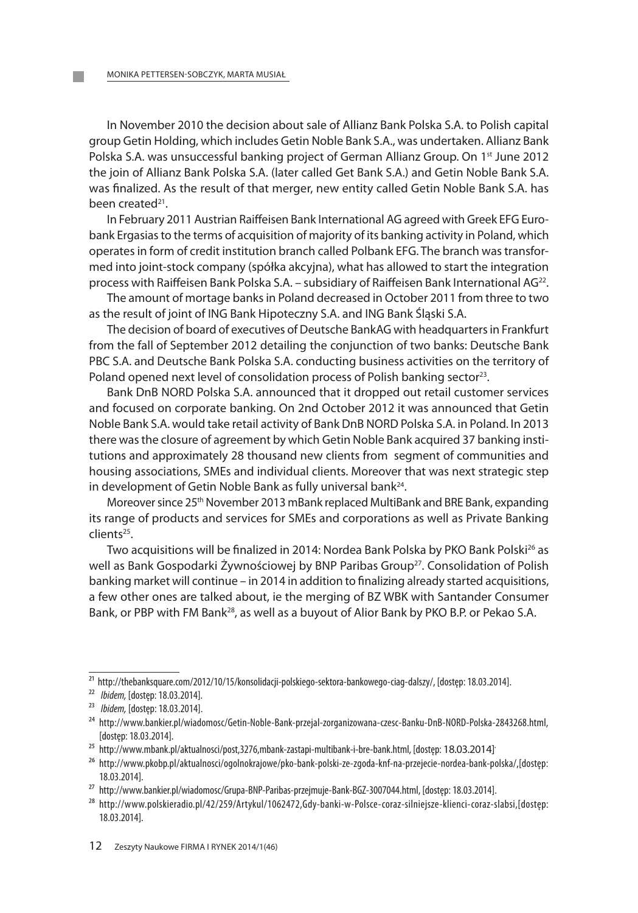In November 2010 the decision about sale of Allianz Bank Polska S.A. to Polish capital group Getin Holding, which includes Getin Noble Bank S.A., was undertaken. Allianz Bank Polska S.A. was unsuccessful banking project of German Allianz Group. On 1st June 2012 the join of Allianz Bank Polska S.A. (later called Get Bank S.A.) and Getin Noble Bank S.A. was finalized. As the result of that merger, new entity called Getin Noble Bank S.A. has been created[21].

In February 2011 Austrian Raiffeisen Bank International AG agreed with Greek EFG Eurobank Ergasias to the terms of acquisition of majority of its banking activity in Poland, which operates in form of credit institution branch called Polbank EFG. The branch was transformed into joint-stock company (spółka akcyjna), what has allowed to start the integration process with Raiffeisen Bank Polska S.A. – subsidiary of Raiffeisen Bank International AG[22].

The amount of mortage banks in Poland decreased in October 2011 from three to two as the result of joint of ING Bank Hipoteczny S.A. and ING Bank Śląski S.A.

The decision of board of executives of Deutsche BankAG with headquarters in Frankfurt from the fall of September 2012 detailing the conjunction of two banks: Deutsche Bank PBC S.A. and Deutsche Bank Polska S.A. conducting business activities on the territory of Poland opened next level of consolidation process of Polish banking sector[23].

Bank DnB NORD Polska S.A. announced that it dropped out retail customer services and focused on corporate banking. On 2nd October 2012 it was announced that Getin Noble Bank S.A. would take retail activity of Bank DnB NORD Polska S.A. in Poland. In 2013 there was the closure of agreement by which Getin Noble Bank acquired 37 banking institutions and approximately 28 thousand new clients from segment of communities and housing associations, SMEs and individual clients. Moreover that was next strategic step in development of Getin Noble Bank as fully universal bank[24].

Moreover since 25th November 2013 mBank replaced MultiBank and BRE Bank, expanding its range of products and services for SMEs and corporations as well as Private Banking clients[25].

Two acquisitions will be finalized in 2014: Nordea Bank Polska by PKO Bank Polski[26] as well as Bank Gospodarki Żywnościowej by BNP Paribas Group[27]. Consolidation of Polish banking market will continue – in 2014 in addition to finalizing already started acquisitions, a few other ones are talked about, ie the merging of BZ WBK with Santander Consumer Bank, or PBP with FM Bank[28], as well as a buyout of Alior Bank by PKO B.P. or Pekao S.A.

---

[21] http://thebanksquare.com/2012/10/15/konsolidacji-polskiego-sektora-bankowego-ciag-dalszy/, [dostęp: 18.03.2014].

[22] *Ibidem*, [dostęp: 18.03.2014].

[23] *Ibidem*, [dostęp: 18.03.2014].

[24] http://www.bankier.pl/wiadomosc/Getin-Noble-Bank-przejal-zorganizowana-czesc-Banku-DnB-NORD-Polska-2843268.html, [dostęp: 18.03.2014].

[25] http://www.mbank.pl/aktualnosci/post,3276,mbank-zastapi-multibank-i-bre-bank.html, [dostęp: 18.03.2014].

[26] http://www.pkobp.pl/aktualnosci/ogolnokrajowe/pko-bank-polski-ze-zgoda-knf-na-przejecie-nordea-bank-polska/,[dostęp: 18.03.2014].

[27] http://www.bankier.pl/wiadomosc/Grupa-BNP-Paribas-przejmuje-Bank-BGZ-3007044.html, [dostęp: 18.03.2014].

[28] http://www.polskieradio.pl/42/259/Artykul/1062472,Gdy-banki-w-Polsce-coraz-silniejsze-klienci-coraz-slabsi,[dostęp: 18.03.2014].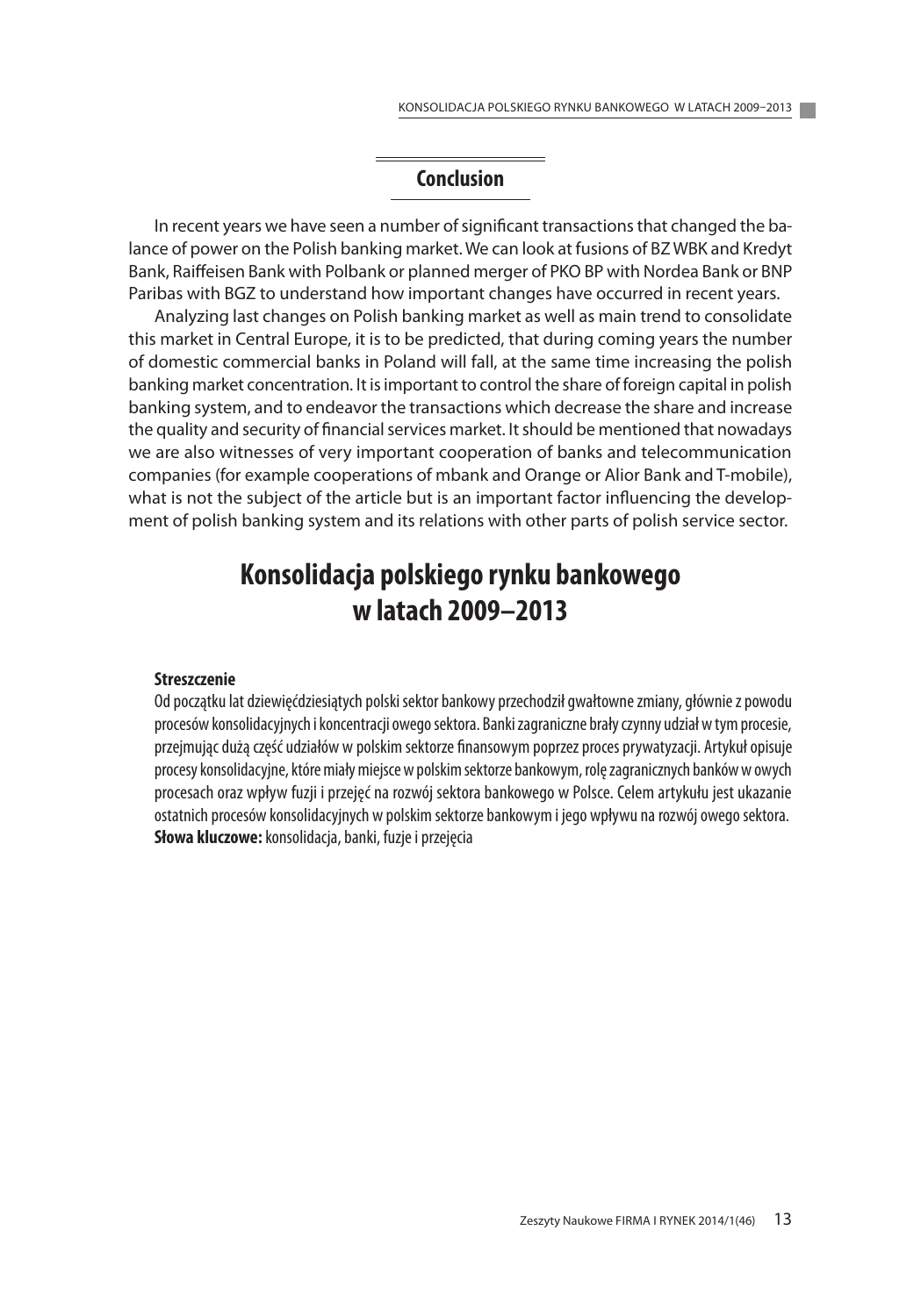## Conclusion

In recent years we have seen a number of significant transactions that changed the balance of power on the Polish banking market. We can look at fusions of BZ WBK and Kredyt Bank, Raiffeisen Bank with Polbank or planned merger of PKO BP with Nordea Bank or BNP Paribas with BGZ to understand how important changes have occurred in recent years.

Analyzing last changes on Polish banking market as well as main trend to consolidate this market in Central Europe, it is to be predicted, that during coming years the number of domestic commercial banks in Poland will fall, at the same time increasing the polish banking market concentration. It is important to control the share of foreign capital in polish banking system, and to endeavor the transactions which decrease the share and increase the quality and security of financial services market. It should be mentioned that nowadays we are also witnesses of very important cooperation of banks and telecommunication companies (for example cooperations of mbank and Orange or Alior Bank and T-mobile), what is not the subject of the article but is an important factor influencing the development of polish banking system and its relations with other parts of polish service sector.

# Konsolidacja polskiego rynku bankowego w latach 2009–2013

**Streszczenie**

Od początku lat dziewięćdziesiątych polski sektor bankowy przechodził gwałtowne zmiany, głównie z powodu procesów konsolidacyjnych i koncentracji owego sektora. Banki zagraniczne brały czynny udział w tym procesie, przejmując dużą część udziałów w polskim sektorze finansowym poprzez proces prywatyzacji. Artykuł opisuje procesy konsolidacyjne, które miały miejsce w polskim sektorze bankowym, rolę zagranicznych banków w owych procesach oraz wpływ fuzji i przejęć na rozwój sektora bankowego w Polsce. Celem artykułu jest ukazanie ostatnich procesów konsolidacyjnych w polskim sektorze bankowym i jego wpływu na rozwój owego sektora.

**Słowa kluczowe:** konsolidacja, banki, fuzje i przejęcia